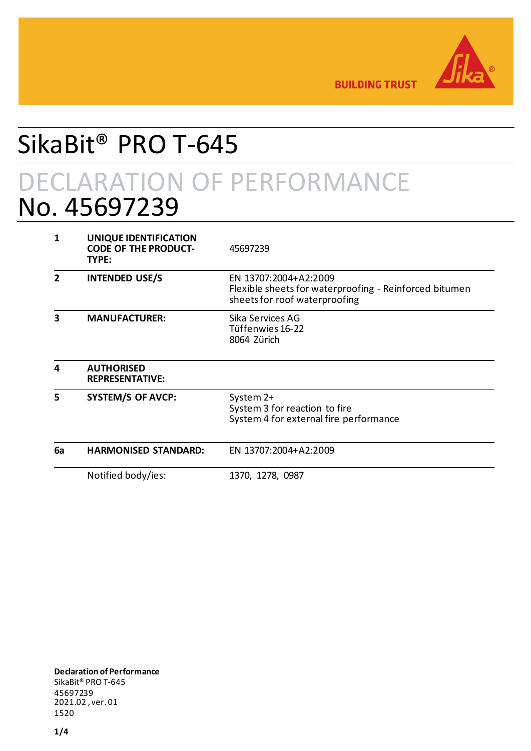BUILDING TRUST

# SikaBit® PRO T-645

## DECLARATION OF PERFORMANCE
## No. 45697239

| | | |
|---|---|---|
| **1** | **UNIQUE IDENTIFICATION CODE OF THE PRODUCT-TYPE:** | 45697239 |
| **2** | **INTENDED USE/S** | EN 13707:2004+A2:2009<br>Flexible sheets for waterproofing - Reinforced bitumen sheets for roof waterproofing |
| **3** | **MANUFACTURER:** | Sika Services AG<br>Tüffenwies 16-22<br>8064 Zürich |
| **4** | **AUTHORISED REPRESENTATIVE:** | |
| **5** | **SYSTEM/S OF AVCP:** | System 2+<br>System 3 for reaction to fire<br>System 4 for external fire performance |
| **6a** | **HARMONISED STANDARD:** | EN 13707:2004+A2:2009 |
| | Notified body/ies: | 1370, 1278, 0987 |

**Declaration of Performance**
SikaBit® PRO T-645
45697239
2021.02, ver. 01
1520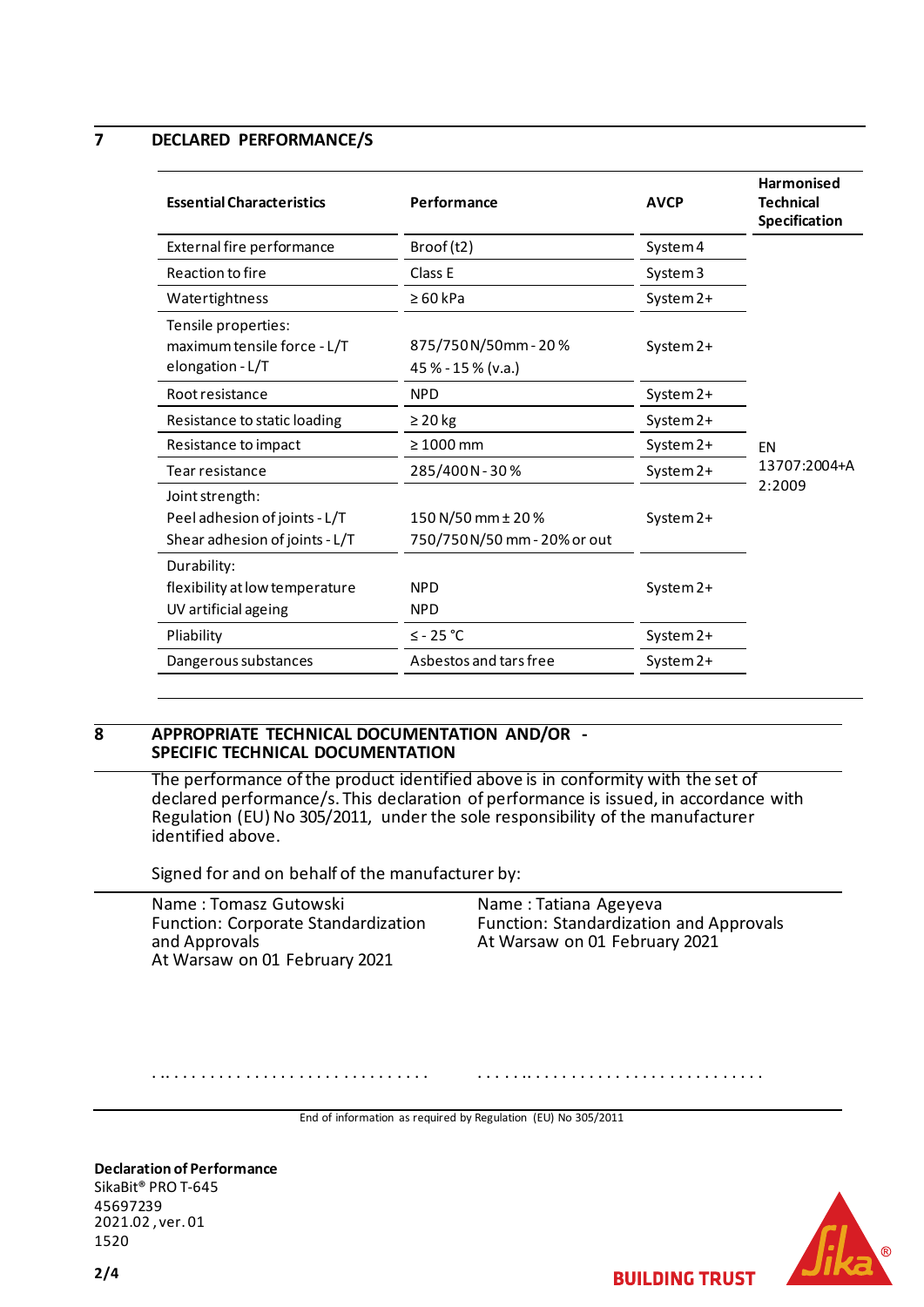## 7 DECLARED PERFORMANCE/S

| Essential Characteristics | Performance | AVCP | Harmonised Technical Specification |
|---|---|---|---|
| External fire performance | Broof (t2) | System 4 | EN 13707:2004+A 2:2009 |
| Reaction to fire | Class E | System 3 | |
| Watertightness | ≥ 60 kPa | System 2+ | |
| Tensile properties:<br>maximum tensile force - L/T<br>elongation - L/T | 875/750 N/50mm - 20 %<br>45 % - 15 % (v.a.) | System 2+ | |
| Root resistance | NPD | System 2+ | |
| Resistance to static loading | ≥ 20 kg | System 2+ | |
| Resistance to impact | ≥ 1000 mm | System 2+ | |
| Tear resistance | 285/400 N - 30 % | System 2+ | |
| Joint strength:<br>Peel adhesion of joints - L/T<br>Shear adhesion of joints - L/T | 150 N/50 mm ± 20 %<br>750/750 N/50 mm - 20% or out | System 2+ | |
| Durability:<br>flexibility at low temperature<br>UV artificial ageing | NPD<br>NPD | System 2+ | |
| Pliability | ≤ - 25 °C | System 2+ | |
| Dangerous substances | Asbestos and tars free | System 2+ | |

## 8 APPROPRIATE TECHNICAL DOCUMENTATION AND/OR - SPECIFIC TECHNICAL DOCUMENTATION

The performance of the product identified above is in conformity with the set of declared performance/s. This declaration of performance is issued, in accordance with Regulation (EU) No 305/2011, under the sole responsibility of the manufacturer identified above.

Signed for and on behalf of the manufacturer by:

Name : Tomasz Gutowski
Function: Corporate Standardization and Approvals
At Warsaw on 01 February 2021

Name : Tatiana Ageyeva
Function: Standardization and Approvals
At Warsaw on 01 February 2021

. . . . . . . . . . . . . . . . . . . . . . . . . . . . . . . .     . . . . . . . . . . . . . . . . . . . . . . . . . . . . . . . . . .

End of information as required by Regulation (EU) No 305/2011

**Declaration of Performance**
SikaBit® PRO T-645
45697239
2021.02 , ver. 01
1520

BUILDING TRUST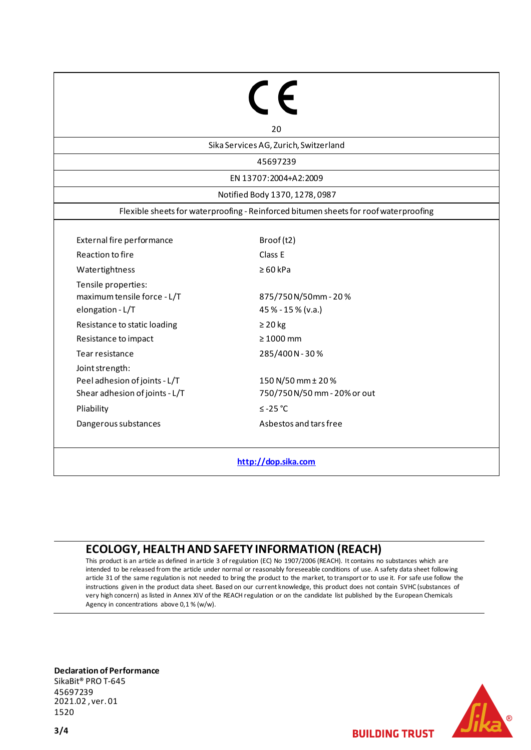CE

20

Sika Services AG, Zurich, Switzerland

45697239

EN 13707:2004+A2:2009

Notified Body 1370, 1278, 0987

Flexible sheets for waterproofing - Reinforced bitumen sheets for roof waterproofing

| | |
|---|---|
| External fire performance | Broof (t2) |
| Reaction to fire | Class E |
| Watertightness | ≥ 60 kPa |
| Tensile properties: | |
| maximum tensile force - L/T | 875/750 N/50mm - 20 % |
| elongation - L/T | 45 % - 15 % (v.a.) |
| Resistance to static loading | ≥ 20 kg |
| Resistance to impact | ≥ 1000 mm |
| Tear resistance | 285/400 N - 30 % |
| Joint strength: | |
| Peel adhesion of joints - L/T | 150 N/50 mm ± 20 % |
| Shear adhesion of joints - L/T | 750/750 N/50 mm - 20% or out |
| Pliability | ≤ -25 °C |
| Dangerous substances | Asbestos and tars free |

http://dop.sika.com

## ECOLOGY, HEALTH AND SAFETY INFORMATION (REACH)

This product is an article as defined in article 3 of regulation (EC) No 1907/2006 (REACH). It contains no substances which are intended to be released from the article under normal or reasonably foreseeable conditions of use. A safety data sheet following article 31 of the same regulation is not needed to bring the product to the market, to transport or to use it. For safe use follow the instructions given in the product data sheet. Based on our current knowledge, this product does not contain SVHC (substances of very high concern) as listed in Annex XIV of the REACH regulation or on the candidate list published by the European Chemicals Agency in concentrations above 0,1 % (w/w).

**Declaration of Performance**
SikaBit® PRO T-645
45697239
2021.02 , ver. 01
1520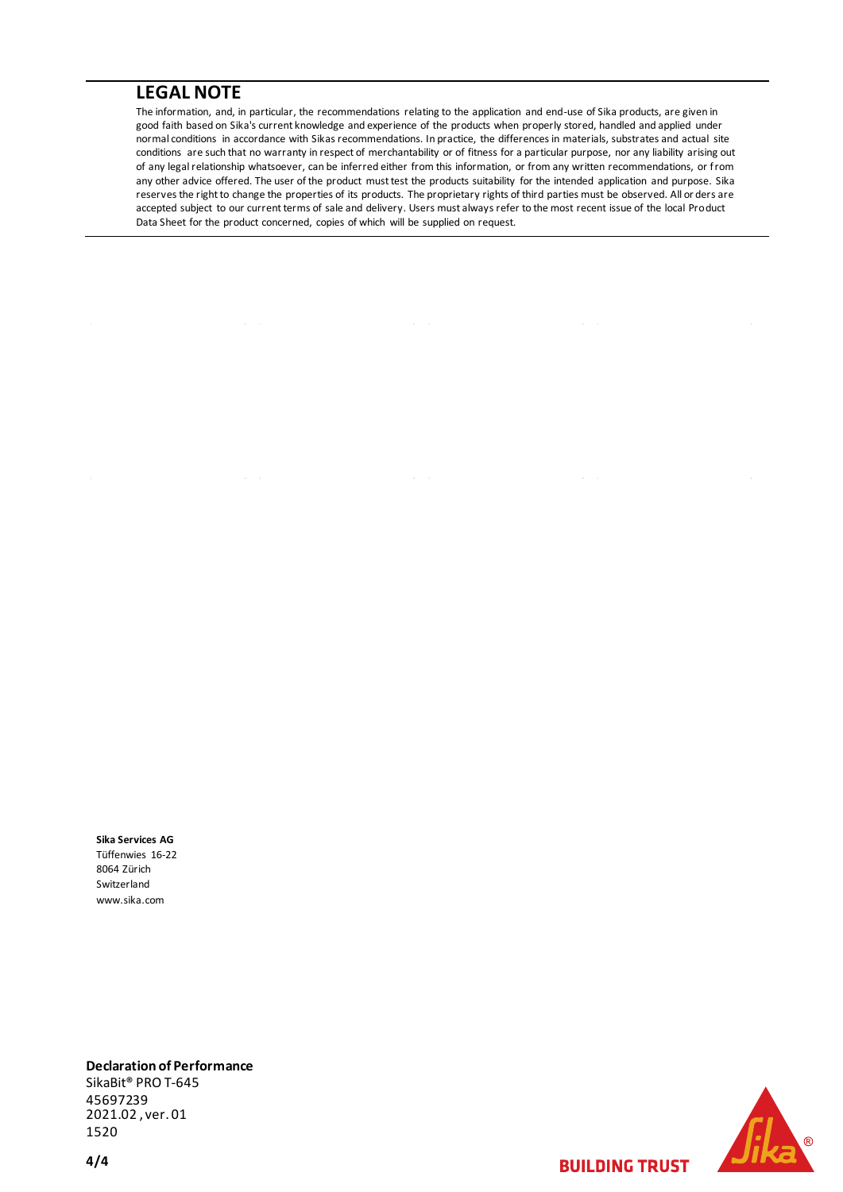## LEGAL NOTE

The information, and, in particular, the recommendations relating to the application and end-use of Sika products, are given in good faith based on Sika's current knowledge and experience of the products when properly stored, handled and applied under normal conditions in accordance with Sikas recommendations. In practice, the differences in materials, substrates and actual site conditions are such that no warranty in respect of merchantability or of fitness for a particular purpose, nor any liability arising out of any legal relationship whatsoever, can be inferred either from this information, or from any written recommendations, or from any other advice offered. The user of the product must test the products suitability for the intended application and purpose. Sika reserves the right to change the properties of its products. The proprietary rights of third parties must be observed. All orders are accepted subject to our current terms of sale and delivery. Users must always refer to the most recent issue of the local Product Data Sheet for the product concerned, copies of which will be supplied on request.

**Sika Services AG**
Tüffenwies 16-22
8064 Zürich
Switzerland
www.sika.com

**Declaration of Performance**
SikaBit® PRO T-645
45697239
2021.02 , ver. 01
1520

BUILDING TRUST